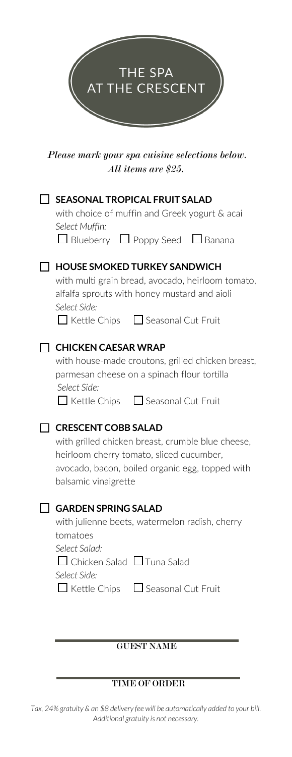# THE SPA AT THE CRESCENT

*Please mark your spa cuisine selections below. All items are $25.*

- [ ] **SEASONAL TROPICAL FRUIT SALAD**
  with choice of muffin and Greek yogurt & acai
  *Select Muffin:*
  - [ ] Blueberry
  - [ ] Poppy Seed
  - [ ] Banana

- [ ] **HOUSE SMOKED TURKEY SANDWICH**
  with multi grain bread, avocado, heirloom tomato, alfalfa sprouts with honey mustard and aioli
  *Select Side:*
  - [ ] Kettle Chips
  - [ ] Seasonal Cut Fruit

- [ ] **CHICKEN CAESAR WRAP**
  with house-made croutons, grilled chicken breast, parmesan cheese on a spinach flour tortilla
  *Select Side:*
  - [ ] Kettle Chips
  - [ ] Seasonal Cut Fruit

- [ ] **CRESCENT COBB SALAD**
  with grilled chicken breast, crumble blue cheese, heirloom cherry tomato, sliced cucumber, avocado, bacon, boiled organic egg, topped with balsamic vinaigrette

- [ ] **GARDEN SPRING SALAD**
  with julienne beets, watermelon radish, cherry tomatoes
  *Select Salad:*
  - [ ] Chicken Salad
  - [ ] Tuna Salad

  *Select Side:*
  - [ ] Kettle Chips
  - [ ] Seasonal Cut Fruit

___________________________

GUEST NAME

___________________________

TIME OF ORDER

*Tax, 24% gratuity & an $8 delivery fee will be automatically added to your bill. Additional gratuity is not necessary.*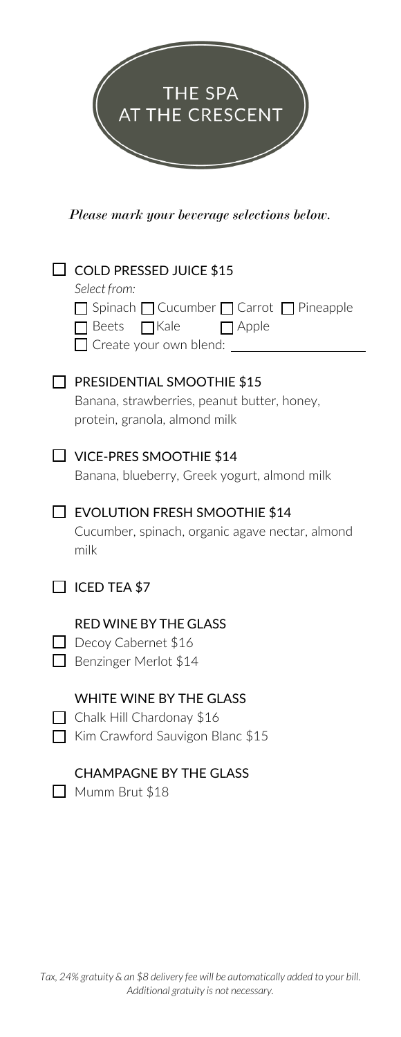# THE SPA AT THE CRESCENT

*Please mark your beverage selections below.*

- [ ] COLD PRESSED JUICE $15

  *Select from:*

  - [ ] Spinach
  - [ ] Cucumber
  - [ ] Carrot
  - [ ] Pineapple
  - [ ] Beets
  - [ ] Kale
  - [ ] Apple
  - [ ] Create your own blend: ____________________

- [ ] PRESIDENTIAL SMOOTHIE $15

  Banana, strawberries, peanut butter, honey, protein, granola, almond milk

- [ ] VICE-PRES SMOOTHIE $14

  Banana, blueberry, Greek yogurt, almond milk

- [ ] EVOLUTION FRESH SMOOTHIE $14

  Cucumber, spinach, organic agave nectar, almond milk

- [ ] ICED TEA $7

RED WINE BY THE GLASS

- [ ] Decoy Cabernet $16
- [ ] Benzinger Merlot $14

WHITE WINE BY THE GLASS

- [ ] Chalk Hill Chardonay $16
- [ ] Kim Crawford Sauvigon Blanc $15

CHAMPAGNE BY THE GLASS

- [ ] Mumm Brut $18

*Tax, 24% gratuity & an $8 delivery fee will be automatically added to your bill. Additional gratuity is not necessary.*